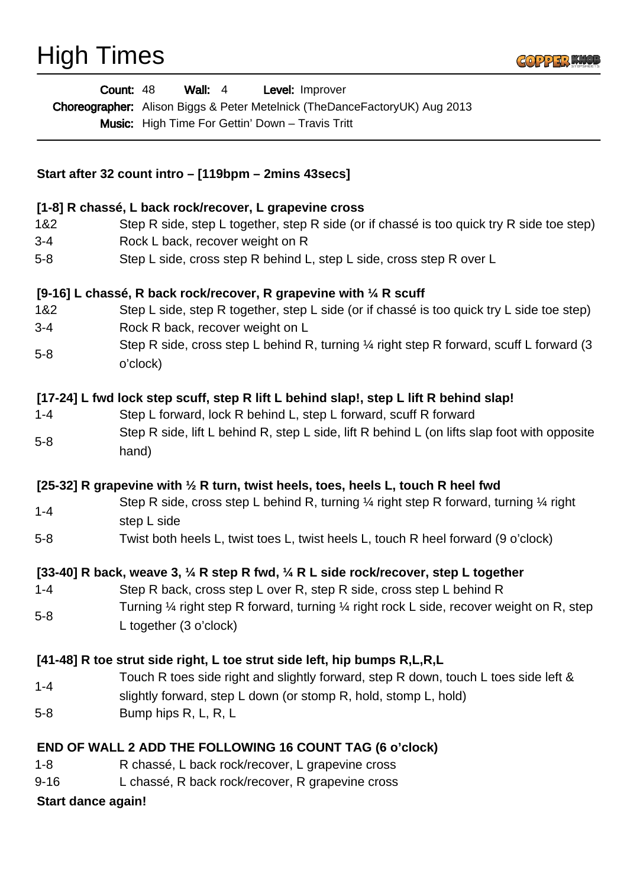# High Times

**Count:** 48 **Wall:** 4 **Level:** Improver
**Choreographer:** Alison Biggs & Peter Metelnick (TheDanceFactoryUK) Aug 2013
**Music:** High Time For Gettin' Down – Travis Tritt

**Start after 32 count intro – [119bpm – 2mins 43secs]**

**[1-8] R chassé, L back rock/recover, L grapevine cross**

| | |
|---|---|
| 1&2 | Step R side, step L together, step R side (or if chassé is too quick try R side toe step) |
| 3-4 | Rock L back, recover weight on R |
| 5-8 | Step L side, cross step R behind L, step L side, cross step R over L |

**[9-16] L chassé, R back rock/recover, R grapevine with ¼ R scuff**

| | |
|---|---|
| 1&2 | Step L side, step R together, step L side (or if chassé is too quick try L side toe step) |
| 3-4 | Rock R back, recover weight on L |
| 5-8 | Step R side, cross step L behind R, turning ¼ right step R forward, scuff L forward (3 o'clock) |

**[17-24] L fwd lock step scuff, step R lift L behind slap!, step L lift R behind slap!**

| | |
|---|---|
| 1-4 | Step L forward, lock R behind L, step L forward, scuff R forward |
| 5-8 | Step R side, lift L behind R, step L side, lift R behind L (on lifts slap foot with opposite hand) |

**[25-32] R grapevine with ½ R turn, twist heels, toes, heels L, touch R heel fwd**

| | |
|---|---|
| 1-4 | Step R side, cross step L behind R, turning ¼ right step R forward, turning ¼ right step L side |
| 5-8 | Twist both heels L, twist toes L, twist heels L, touch R heel forward (9 o'clock) |

**[33-40] R back, weave 3, ¼ R step R fwd, ¼ R L side rock/recover, step L together**

| | |
|---|---|
| 1-4 | Step R back, cross step L over R, step R side, cross step L behind R |
| 5-8 | Turning ¼ right step R forward, turning ¼ right rock L side, recover weight on R, step L together (3 o'clock) |

**[41-48] R toe strut side right, L toe strut side left, hip bumps R,L,R,L**

| | |
|---|---|
| 1-4 | Touch R toes side right and slightly forward, step R down, touch L toes side left & slightly forward, step L down (or stomp R, hold, stomp L, hold) |
| 5-8 | Bump hips R, L, R, L |

**END OF WALL 2 ADD THE FOLLOWING 16 COUNT TAG (6 o'clock)**

| | |
|---|---|
| 1-8 | R chassé, L back rock/recover, L grapevine cross |
| 9-16 | L chassé, R back rock/recover, R grapevine cross |

**Start dance again!**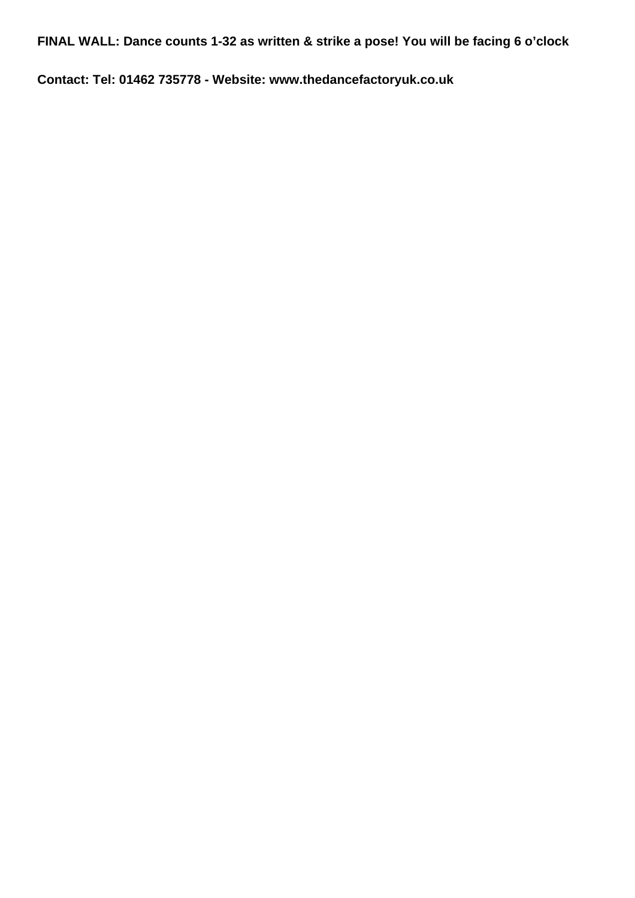**FINAL WALL: Dance counts 1-32 as written & strike a pose! You will be facing 6 o'clock**

**Contact: Tel: 01462 735778 - Website: www.thedancefactoryuk.co.uk**